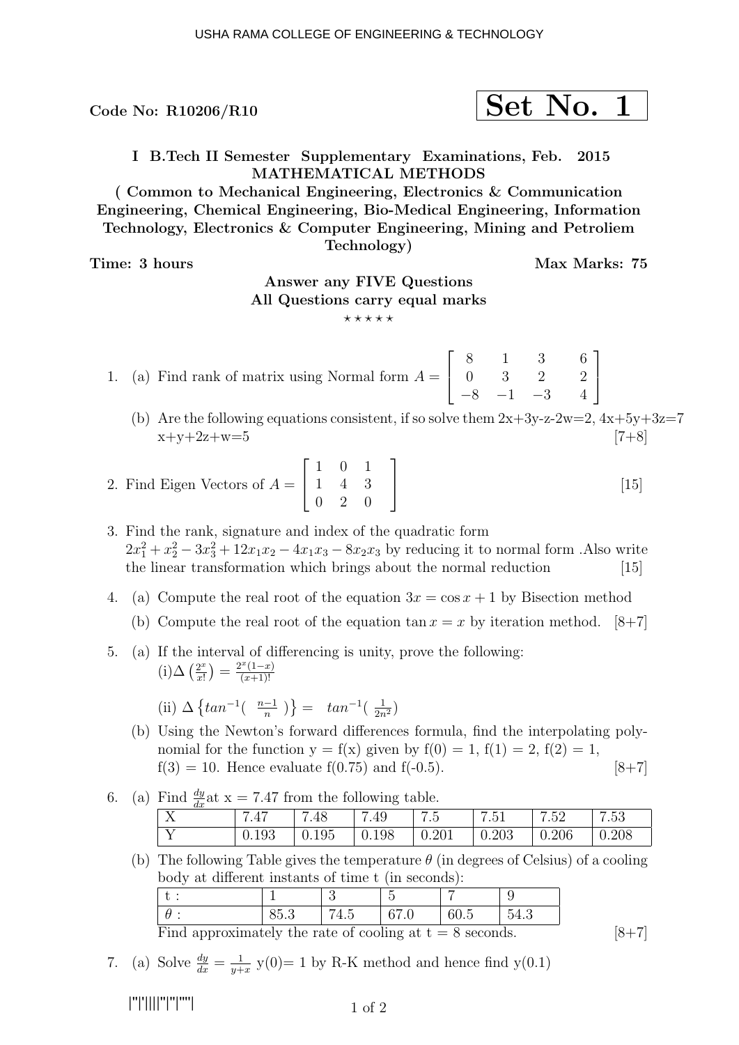USHA RAMA COLLEGE OF ENGINEERING & TECHNOLOGY

**Code No: R10206/R10** **Set No. 1**

**I B.Tech II Semester Supplementary Examinations, Feb. 2015**
**MATHEMATICAL METHODS**
**( Common to Mechanical Engineering, Electronics & Communication Engineering, Chemical Engineering, Bio-Medical Engineering, Information Technology, Electronics & Computer Engineering, Mining and Petroliem Technology)**

**Time: 3 hours** **Max Marks: 75**

**Answer any FIVE Questions**
**All Questions carry equal marks**
⋆ ⋆ ⋆ ⋆ ⋆

1. (a) Find rank of matrix using Normal form $A = \begin{bmatrix} 8 & 1 & 3 & 6 \\ 0 & 3 & 2 & 2 \\ -8 & -1 & -3 & 4 \end{bmatrix}$

   (b) Are the following equations consistent, if so solve them 2x+3y-z-2w=2, 4x+5y+3z=7 x+y+2z+w=5 [7+8]

2. Find Eigen Vectors of $A = \begin{bmatrix} 1 & 0 & 1 \\ 1 & 4 & 3 \\ 0 & 2 & 0 \end{bmatrix}$ [15]

3. Find the rank, signature and index of the quadratic form $2x_1^2 + x_2^2 - 3x_3^2 + 12x_1x_2 - 4x_1x_3 - 8x_2x_3$ by reducing it to normal form .Also write the linear transformation which brings about the normal reduction [15]

4. (a) Compute the real root of the equation $3x = \cos x + 1$ by Bisection method

   (b) Compute the real root of the equation $\tan x = x$ by iteration method. [8+7]

5. (a) If the interval of differencing is unity, prove the following:
   (i)$\Delta\left(\frac{2^x}{x!}\right) = \frac{2^x(1-x)}{(x+1)!}$

   (ii) $\Delta\left\{tan^{-1}\left(\frac{n-1}{n}\right)\right\} = tan^{-1}\left(\frac{1}{2n^2}\right)$

   (b) Using the Newton's forward differences formula, find the interpolating polynomial for the function y = f(x) given by f(0) = 1, f(1) = 2, f(2) = 1, f(3) = 10. Hence evaluate f(0.75) and f(-0.5). [8+7]

6. (a) Find $\frac{dy}{dx}$at x = 7.47 from the following table.

| | | | | | | | |
|---|---|---|---|---|---|---|---|
| X | 7.47 | 7.48 | 7.49 | 7.5 | 7.51 | 7.52 | 7.53 |
| Y | 0.193 | 0.195 | 0.198 | 0.201 | 0.203 | 0.206 | 0.208 |

   (b) The following Table gives the temperature $\theta$ (in degrees of Celsius) of a cooling body at different instants of time t (in seconds):

| | | | | | |
|---|---|---|---|---|---|
| t : | 1 | 3 | 5 | 7 | 9 |
| $\theta$ : | 85.3 | 74.5 | 67.0 | 60.5 | 54.3 |

   Find approximately the rate of cooling at t = 8 seconds. [8+7]

7. (a) Solve $\frac{dy}{dx} = \frac{1}{y+x}$ y(0)= 1 by R-K method and hence find y(0.1)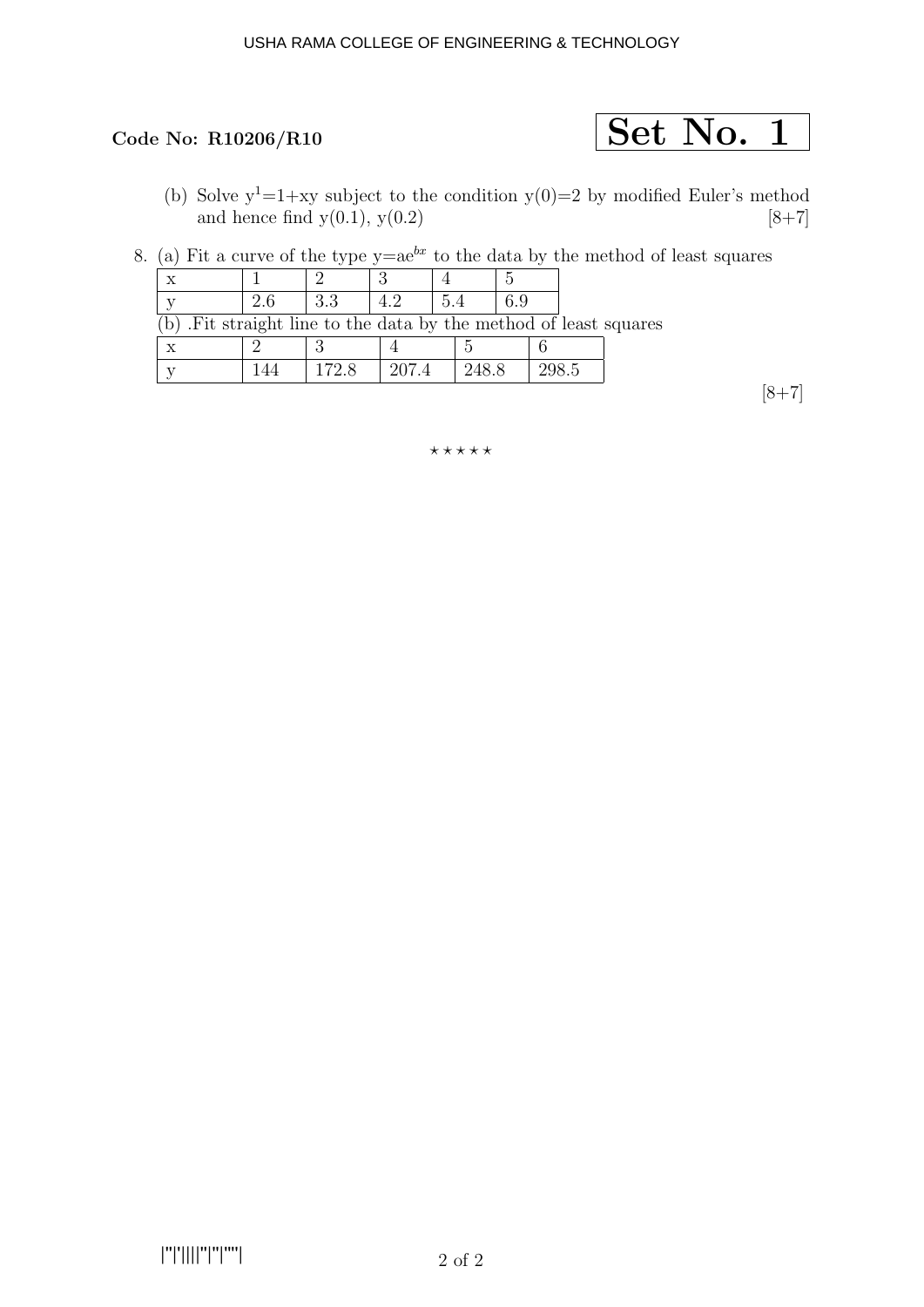Code No: R10206/R10

**Set No. 1**

(b) Solve $y^1$=1+xy subject to the condition y(0)=2 by modified Euler's method and hence find y(0.1), y(0.2) [8+7]

8. (a) Fit a curve of the type $y=ae^{bx}$ to the data by the method of least squares

| | | | | | |
|---|---|---|---|---|---|
| x | 1 | 2 | 3 | 4 | 5 |
| y | 2.6 | 3.3 | 4.2 | 5.4 | 6.9 |

(b) .Fit straight line to the data by the method of least squares

| | | | | | |
|---|---|---|---|---|---|
| x | 2 | 3 | 4 | 5 | 6 |
| y | 144 | 172.8 | 207.4 | 248.8 | 298.5 |

[8+7]

⋆ ⋆ ⋆ ⋆ ⋆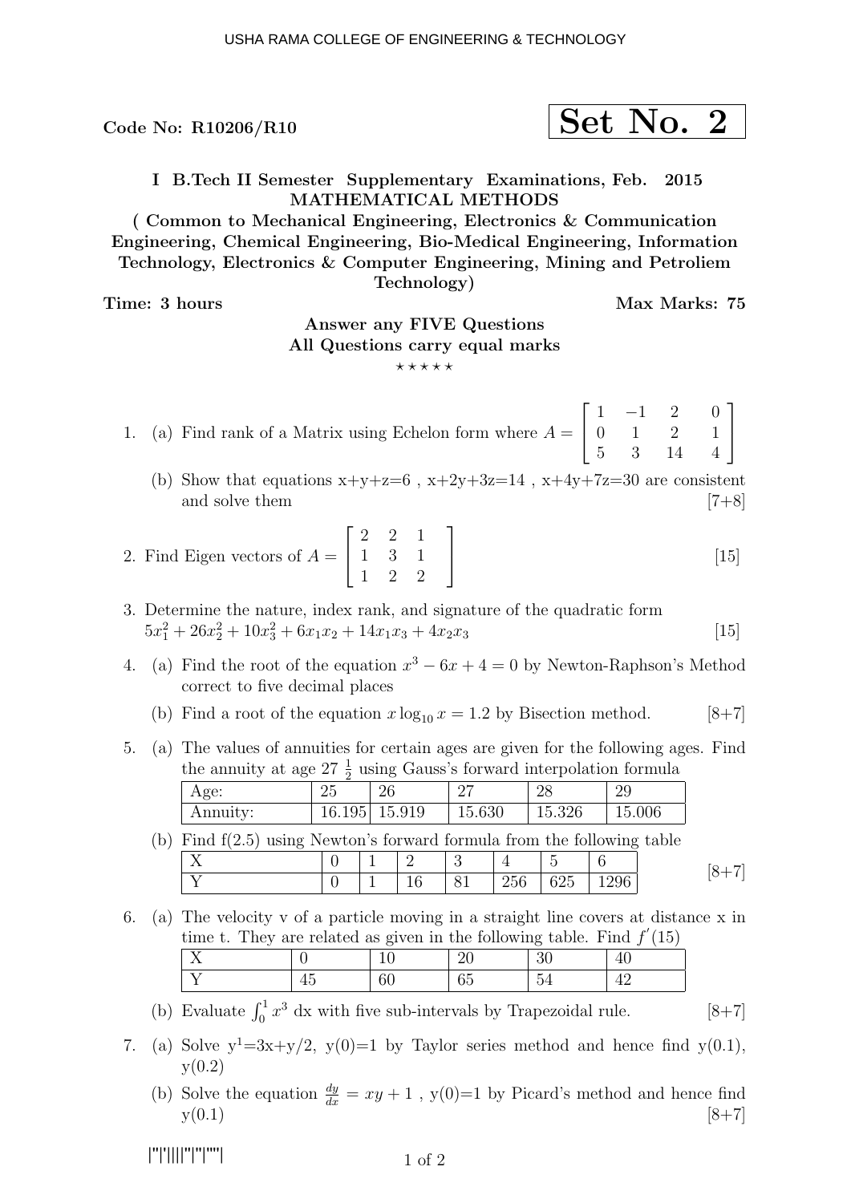Code No: R10206/R10

**Set No. 2**

**I B.Tech II Semester Supplementary Examinations, Feb. 2015**
**MATHEMATICAL METHODS**
**( Common to Mechanical Engineering, Electronics & Communication Engineering, Chemical Engineering, Bio-Medical Engineering, Information Technology, Electronics & Computer Engineering, Mining and Petroliem Technology)**

**Time: 3 hours** **Max Marks: 75**

**Answer any FIVE Questions**
**All Questions carry equal marks**

⋆ ⋆ ⋆ ⋆ ⋆

1. (a) Find rank of a Matrix using Echelon form where $A = \begin{bmatrix} 1 & -1 & 2 & 0 \\ 0 & 1 & 2 & 1 \\ 5 & 3 & 14 & 4 \end{bmatrix}$

   (b) Show that equations x+y+z=6 , x+2y+3z=14 , x+4y+7z=30 are consistent and solve them [7+8]

2. Find Eigen vectors of $A = \begin{bmatrix} 2 & 2 & 1 \\ 1 & 3 & 1 \\ 1 & 2 & 2 \end{bmatrix}$ [15]

3. Determine the nature, index rank, and signature of the quadratic form $5x_1^2 + 26x_2^2 + 10x_3^2 + 6x_1x_2 + 14x_1x_3 + 4x_2x_3$ [15]

4. (a) Find the root of the equation $x^3 - 6x + 4 = 0$ by Newton-Raphson's Method correct to five decimal places

   (b) Find a root of the equation $x \log_{10} x = 1.2$ by Bisection method. [8+7]

5. (a) The values of annuities for certain ages are given for the following ages. Find the annuity at age 27 $\frac{1}{2}$ using Gauss's forward interpolation formula

| Age: | 25 | 26 | 27 | 28 | 29 |
|---|---|---|---|---|---|
| Annuity: | 16.195 | 15.919 | 15.630 | 15.326 | 15.006 |

   (b) Find f(2.5) using Newton's forward formula from the following table

| X | 0 | 1 | 2 | 3 | 4 | 5 | 6 |
|---|---|---|---|---|---|---|---|
| Y | 0 | 1 | 16 | 81 | 256 | 625 | 1296 |

[8+7]

6. (a) The velocity v of a particle moving in a straight line covers at distance x in time t. They are related as given in the following table. Find $f'(15)$

| X | 0 | 10 | 20 | 30 | 40 |
|---|---|---|---|---|---|
| Y | 45 | 60 | 65 | 54 | 42 |

   (b) Evaluate $\int_0^1 x^3$ dx with five sub-intervals by Trapezoidal rule. [8+7]

7. (a) Solve $y^1$=3x+y/2, y(0)=1 by Taylor series method and hence find y(0.1), y(0.2)

   (b) Solve the equation $\frac{dy}{dx} = xy + 1$ , y(0)=1 by Picard's method and hence find y(0.1) [8+7]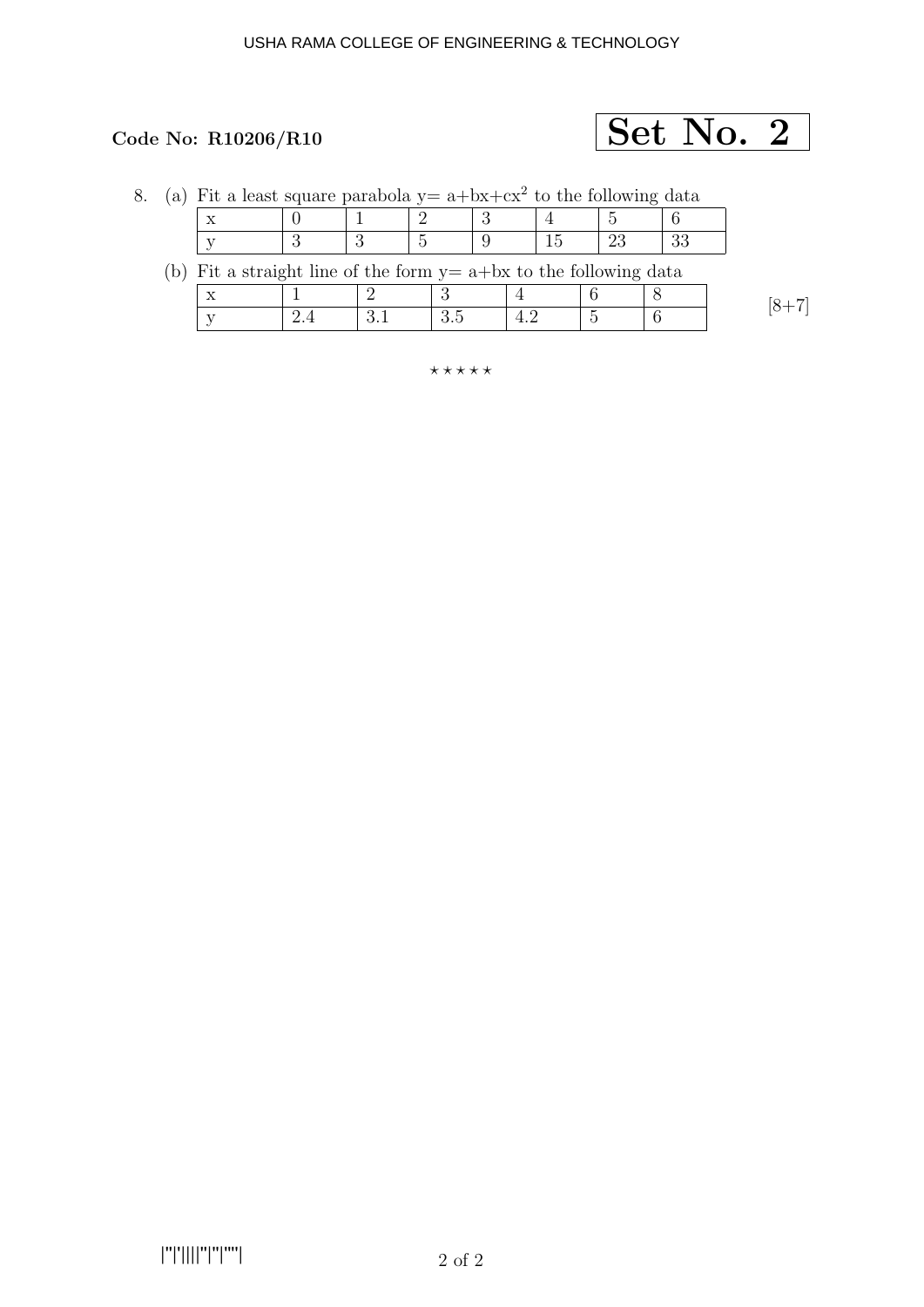**Code No: R10206/R10**

**Set No. 2**

8. (a) Fit a least square parabola $y = a + bx + cx^2$ to the following data

| | | | | | | | |
|---|---|---|---|---|---|---|---|
| x | 0 | 1 | 2 | 3 | 4 | 5 | 6 |
| y | 3 | 3 | 5 | 9 | 15 | 23 | 33 |

(b) Fit a straight line of the form $y = a + bx$ to the following data

| | | | | | | |
|---|---|---|---|---|---|---|
| x | 1 | 2 | 3 | 4 | 6 | 8 |
| y | 2.4 | 3.1 | 3.5 | 4.2 | 5 | 6 |

[8+7]

⋆ ⋆ ⋆ ⋆ ⋆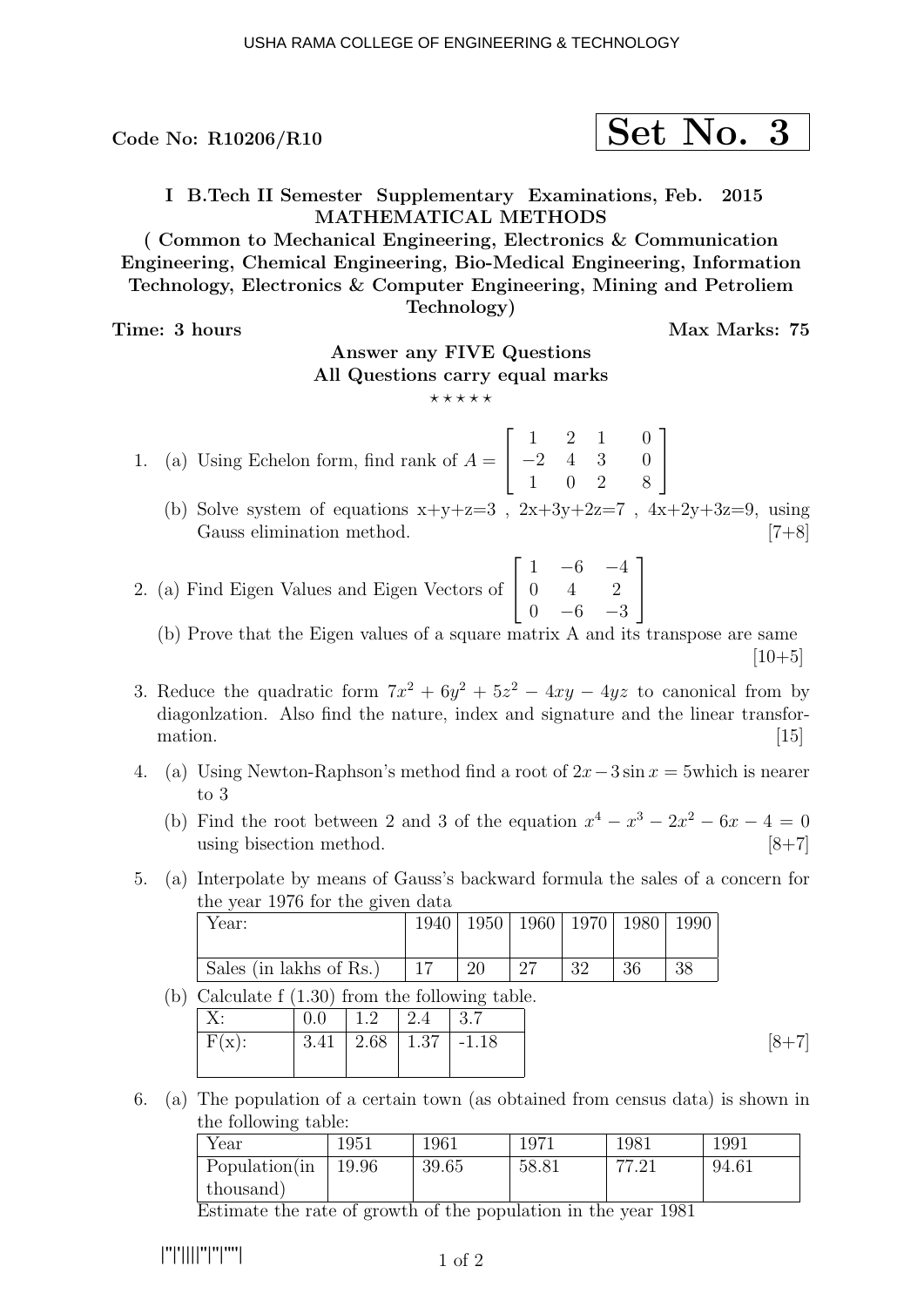Code No: R10206/R10

**Set No. 3**

**I B.Tech II Semester Supplementary Examinations, Feb. 2015**
**MATHEMATICAL METHODS**
**( Common to Mechanical Engineering, Electronics & Communication Engineering, Chemical Engineering, Bio-Medical Engineering, Information Technology, Electronics & Computer Engineering, Mining and Petroliem Technology)**

**Time: 3 hours** **Max Marks: 75**

**Answer any FIVE Questions**
**All Questions carry equal marks**

⋆⋆⋆⋆⋆

1. (a) Using Echelon form, find rank of $A = \begin{bmatrix} 1 & 2 & 1 & 0 \\ -2 & 4 & 3 & 0 \\ 1 & 0 & 2 & 8 \end{bmatrix}$

   (b) Solve system of equations x+y+z=3 , 2x+3y+2z=7 , 4x+2y+3z=9, using Gauss elimination method. [7+8]

2. (a) Find Eigen Values and Eigen Vectors of $\begin{bmatrix} 1 & -6 & -4 \\ 0 & 4 & 2 \\ 0 & -6 & -3 \end{bmatrix}$

   (b) Prove that the Eigen values of a square matrix A and its transpose are same [10+5]

3. Reduce the quadratic form $7x^2 + 6y^2 + 5z^2 - 4xy - 4yz$ to canonical from by diagonlzation. Also find the nature, index and signature and the linear transformation. [15]

4. (a) Using Newton-Raphson's method find a root of $2x - 3\sin x = 5$which is nearer to 3

   (b) Find the root between 2 and 3 of the equation $x^4 - x^3 - 2x^2 - 6x - 4 = 0$ using bisection method. [8+7]

5. (a) Interpolate by means of Gauss's backward formula the sales of a concern for the year 1976 for the given data

| Year: | 1940 | 1950 | 1960 | 1970 | 1980 | 1990 |
|---|---|---|---|---|---|---|
| Sales (in lakhs of Rs.) | 17 | 20 | 27 | 32 | 36 | 38 |

   (b) Calculate f (1.30) from the following table.

| X: | 0.0 | 1.2 | 2.4 | 3.7 |
|---|---|---|---|---|
| F(x): | 3.41 | 2.68 | 1.37 | -1.18 |

[8+7]

6. (a) The population of a certain town (as obtained from census data) is shown in the following table:

| Year | 1951 | 1961 | 1971 | 1981 | 1991 |
|---|---|---|---|---|---|
| Population(in thousand) | 19.96 | 39.65 | 58.81 | 77.21 | 94.61 |

   Estimate the rate of growth of the population in the year 1981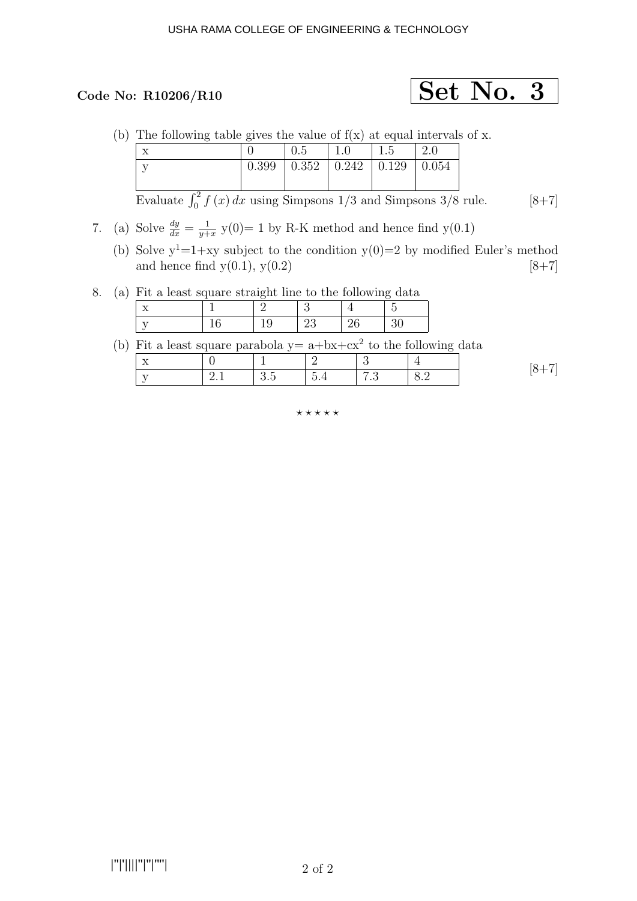**Code No: R10206/R10**

**Set No. 3**

(b) The following table gives the value of f(x) at equal intervals of x.

| | | | | | |
|---|---|---|---|---|---|
| x | 0 | 0.5 | 1.0 | 1.5 | 2.0 |
| y | 0.399 | 0.352 | 0.242 | 0.129 | 0.054 |

Evaluate $\int_0^2 f(x)\,dx$ using Simpsons 1/3 and Simpsons 3/8 rule. [8+7]

7. (a) Solve $\frac{dy}{dx} = \frac{1}{y+x}$ y(0)= 1 by R-K method and hence find y(0.1)

   (b) Solve $y^1$=1+xy subject to the condition y(0)=2 by modified Euler's method and hence find y(0.1), y(0.2) [8+7]

8. (a) Fit a least square straight line to the following data

| | | | | | |
|---|---|---|---|---|---|
| x | 1 | 2 | 3 | 4 | 5 |
| y | 16 | 19 | 23 | 26 | 30 |

   (b) Fit a least square parabola y= a+bx+c$x^2$ to the following data

| | | | | | |
|---|---|---|---|---|---|
| x | 0 | 1 | 2 | 3 | 4 |
| y | 2.1 | 3.5 | 5.4 | 7.3 | 8.2 |

[8+7]

⋆ ⋆ ⋆ ⋆ ⋆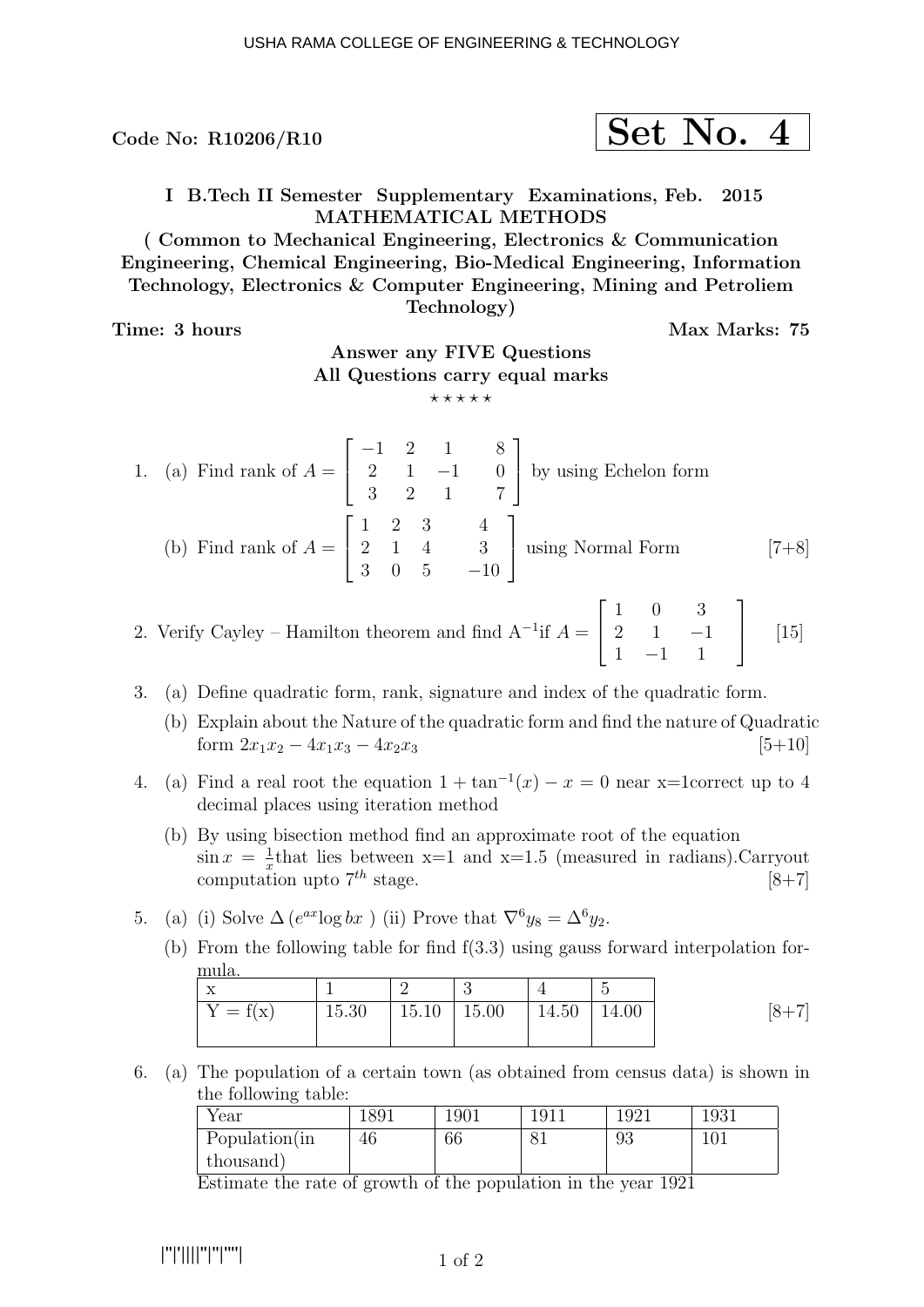Code No: R10206/R10

**Set No. 4**

**I B.Tech II Semester Supplementary Examinations, Feb. 2015**
**MATHEMATICAL METHODS**
**( Common to Mechanical Engineering, Electronics & Communication Engineering, Chemical Engineering, Bio-Medical Engineering, Information Technology, Electronics & Computer Engineering, Mining and Petroliem Technology)**

**Time: 3 hours** **Max Marks: 75**

**Answer any FIVE Questions**
**All Questions carry equal marks**
⋆ ⋆ ⋆ ⋆ ⋆

1. (a) Find rank of $A = \begin{bmatrix} -1 & 2 & 1 & 8 \\ 2 & 1 & -1 & 0 \\ 3 & 2 & 1 & 7 \end{bmatrix}$ by using Echelon form

   (b) Find rank of $A = \begin{bmatrix} 1 & 2 & 3 & 4 \\ 2 & 1 & 4 & 3 \\ 3 & 0 & 5 & -10 \end{bmatrix}$ using Normal Form [7+8]

2. Verify Cayley – Hamilton theorem and find $A^{-1}$if $A = \begin{bmatrix} 1 & 0 & 3 \\ 2 & 1 & -1 \\ 1 & -1 & 1 \end{bmatrix}$ [15]

3. (a) Define quadratic form, rank, signature and index of the quadratic form.

   (b) Explain about the Nature of the quadratic form and find the nature of Quadratic form $2x_1x_2 - 4x_1x_3 - 4x_2x_3$ [5+10]

4. (a) Find a real root the equation $1 + \tan^{-1}(x) - x = 0$ near x=1correct up to 4 decimal places using iteration method

   (b) By using bisection method find an approximate root of the equation $\sin x = \frac{1}{x}$that lies between x=1 and x=1.5 (measured in radians).Carryout computation upto $7^{th}$ stage. [8+7]

5. (a) (i) Solve $\Delta\left(e^{ax}\log bx\right)$ (ii) Prove that $\nabla^6 y_8 = \Delta^6 y_2$.

   (b) From the following table for find f(3.3) using gauss forward interpolation formula.

| x | 1 | 2 | 3 | 4 | 5 |
|---|---|---|---|---|---|
| Y = f(x) | 15.30 | 15.10 | 15.00 | 14.50 | 14.00 |

[8+7]

6. (a) The population of a certain town (as obtained from census data) is shown in the following table:

| Year | 1891 | 1901 | 1911 | 1921 | 1931 |
|---|---|---|---|---|---|
| Population(in thousand) | 46 | 66 | 81 | 93 | 101 |

Estimate the rate of growth of the population in the year 1921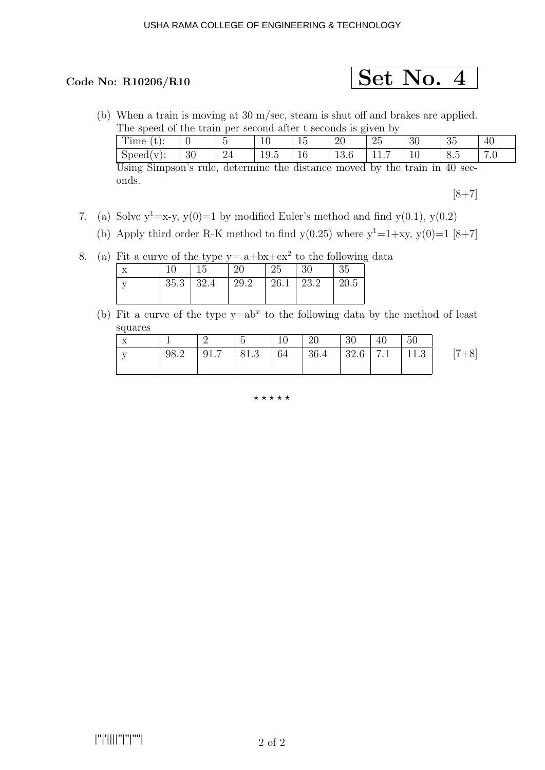**Code No: R10206/R10**

**Set No. 4**

(b) When a train is moving at 30 m/sec, steam is shut off and brakes are applied. The speed of the train per second after t seconds is given by

| Time (t): | 0 | 5 | 10 | 15 | 20 | 25 | 30 | 35 | 40 |
|---|---|---|---|---|---|---|---|---|---|
| Speed(v): | 30 | 24 | 19.5 | 16 | 13.6 | 11.7 | 10 | 8.5 | 7.0 |

Using Simpson's rule, determine the distance moved by the train in 40 seconds.

[8+7]

7. (a) Solve $y^1$=x-y, y(0)=1 by modified Euler's method and find y(0.1), y(0.2)

   (b) Apply third order R-K method to find y(0.25) where $y^1$=1+xy, y(0)=1 [8+7]

8. (a) Fit a curve of the type y= a+bx+cx$^2$ to the following data

| x | 10 | 15 | 20 | 25 | 30 | 35 |
|---|---|---|---|---|---|---|
| y | 35.3 | 32.4 | 29.2 | 26.1 | 23.2 | 20.5 |

   (b) Fit a curve of the type $y=ab^x$ to the following data by the method of least squares

| x | 1 | 2 | 5 | 10 | 20 | 30 | 40 | 50 |
|---|---|---|---|---|---|---|---|---|
| y | 98.2 | 91.7 | 81.3 | 64 | 36.4 | 32.6 | 7.1 | 11.3 |

[7+8]

⋆ ⋆ ⋆ ⋆ ⋆